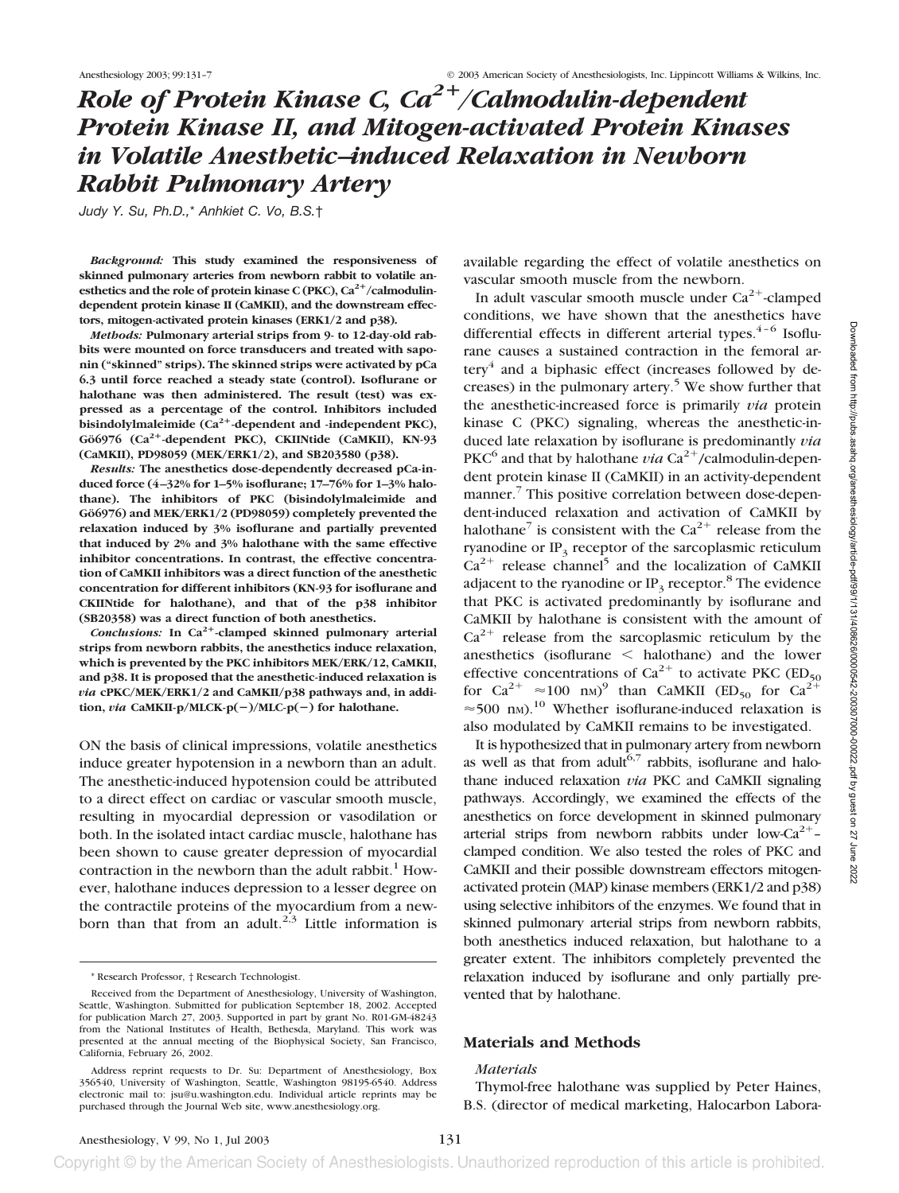# Role of Protein Kinase C, $Ca^{2+}$/Calmodulin-dependent Protein Kinase II, and Mitogen-activated Protein Kinases in Volatile Anesthetic–induced Relaxation in Newborn Rabbit Pulmonary Artery

Judy Y. Su, Ph.D.,* Anhkiet C. Vo, B.S.†

***Background:*** **This study examined the responsiveness of skinned pulmonary arteries from newborn rabbit to volatile anesthetics and the role of protein kinase C (PKC), $Ca^{2+}$/calmodulin-dependent protein kinase II (CaMKII), and the downstream effectors, mitogen-activated protein kinases (ERK1/2 and p38).**

***Methods:*** **Pulmonary arterial strips from 9- to 12-day-old rabbits were mounted on force transducers and treated with saponin ("skinned" strips). The skinned strips were activated by pCa 6.3 until force reached a steady state (control). Isoflurane or halothane was then administered. The result (test) was expressed as a percentage of the control. Inhibitors included bisindolylmaleimide ($Ca^{2+}$-dependent and -independent PKC), Gö6976 ($Ca^{2+}$-dependent PKC), CKIINtide (CaMKII), KN-93 (CaMKII), PD98059 (MEK/ERK1/2), and SB203580 (p38).**

***Results:*** **The anesthetics dose-dependently decreased pCa-induced force (4–32% for 1–5% isoflurane; 17–76% for 1–3% halothane). The inhibitors of PKC (bisindolylmaleimide and Gö6976) and MEK/ERK1/2 (PD98059) completely prevented the relaxation induced by 3% isoflurane and partially prevented that induced by 2% and 3% halothane with the same effective inhibitor concentrations. In contrast, the effective concentration of CaMKII inhibitors was a direct function of the anesthetic concentration for different inhibitors (KN-93 for isoflurane and CKIINtide for halothane), and that of the p38 inhibitor (SB20358) was a direct function of both anesthetics.**

***Conclusions:*** **In $Ca^{2+}$-clamped skinned pulmonary arterial strips from newborn rabbits, the anesthetics induce relaxation, which is prevented by the PKC inhibitors MEK/ERK/12, CaMKII, and p38. It is proposed that the anesthetic-induced relaxation is *via* cPKC/MEK/ERK1/2 and CaMKII/p38 pathways and, in addition, *via* CaMKII-p/MLCK-p(−)/MLC-p(−) for halothane.**

ON the basis of clinical impressions, volatile anesthetics induce greater hypotension in a newborn than an adult. The anesthetic-induced hypotension could be attributed to a direct effect on cardiac or vascular smooth muscle, resulting in myocardial depression or vasodilation or both. In the isolated intact cardiac muscle, halothane has been shown to cause greater depression of myocardial contraction in the newborn than the adult rabbit.[1] However, halothane induces depression to a lesser degree on the contractile proteins of the myocardium from a newborn than that from an adult.[2,3] Little information is available regarding the effect of volatile anesthetics on vascular smooth muscle from the newborn.

In adult vascular smooth muscle under $Ca^{2+}$-clamped conditions, we have shown that the anesthetics have differential effects in different arterial types.[4–6] Isoflurane causes a sustained contraction in the femoral artery[4] and a biphasic effect (increases followed by decreases) in the pulmonary artery.[5] We show further that the anesthetic-increased force is primarily *via* protein kinase C (PKC) signaling, whereas the anesthetic-induced late relaxation by isoflurane is predominantly *via* PKC[6] and that by halothane *via* $Ca^{2+}$/calmodulin-dependent protein kinase II (CaMKII) in an activity-dependent manner.[7] This positive correlation between dose-dependent-induced relaxation and activation of CaMKII by halothane[7] is consistent with the $Ca^{2+}$ release from the ryanodine or $IP_3$ receptor of the sarcoplasmic reticulum $Ca^{2+}$ release channel[5] and the localization of CaMKII adjacent to the ryanodine or $IP_3$ receptor.[8] The evidence that PKC is activated predominantly by isoflurane and CaMKII by halothane is consistent with the amount of $Ca^{2+}$ release from the sarcoplasmic reticulum by the anesthetics (isoflurane < halothane) and the lower effective concentrations of $Ca^{2+}$ to activate PKC ($ED_{50}$ for $Ca^{2+}$ ≈100 nM)[9] than CaMKII ($ED_{50}$ for $Ca^{2+}$ ≈500 nM).[10] Whether isoflurane-induced relaxation is also modulated by CaMKII remains to be investigated.

It is hypothesized that in pulmonary artery from newborn as well as that from adult[6,7] rabbits, isoflurane and halothane induced relaxation *via* PKC and CaMKII signaling pathways. Accordingly, we examined the effects of the anesthetics on force development in skinned pulmonary arterial strips from newborn rabbits under low-$Ca^{2+}$–clamped condition. We also tested the roles of PKC and CaMKII and their possible downstream effectors mitogen-activated protein (MAP) kinase members (ERK1/2 and p38) using selective inhibitors of the enzymes. We found that in skinned pulmonary arterial strips from newborn rabbits, both anesthetics induced relaxation, but halothane to a greater extent. The inhibitors completely prevented the relaxation induced by isoflurane and only partially prevented that by halothane.

## Materials and Methods

### Materials

Thymol-free halothane was supplied by Peter Haines, B.S. (director of medical marketing, Halocarbon Labora-

---

* Research Professor, † Research Technologist.

Received from the Department of Anesthesiology, University of Washington, Seattle, Washington. Submitted for publication September 18, 2002. Accepted for publication March 27, 2003. Supported in part by grant No. R01-GM-48243 from the National Institutes of Health, Bethesda, Maryland. This work was presented at the annual meeting of the Biophysical Society, San Francisco, California, February 26, 2002.

Address reprint requests to Dr. Su: Department of Anesthesiology, Box 356540, University of Washington, Seattle, Washington 98195-6540. Address electronic mail to: jsu@u.washington.edu. Individual article reprints may be purchased through the Journal Web site, www.anesthesiology.org.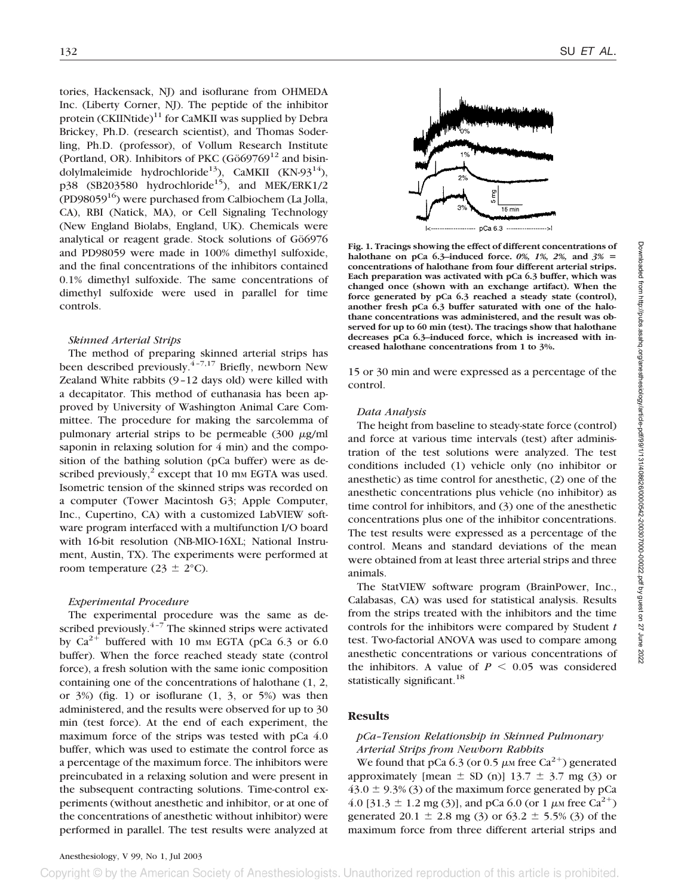tories, Hackensack, NJ) and isoflurane from OHMEDA Inc. (Liberty Corner, NJ). The peptide of the inhibitor protein (CKIINtide)[11] for CaMKII was supplied by Debra Brickey, Ph.D. (research scientist), and Thomas Soderling, Ph.D. (professor), of Vollum Research Institute (Portland, OR). Inhibitors of PKC (Gö69769[12] and bisindolylmaleimide hydrochloride[13]), CaMKII (KN-93[14]), p38 (SB203580 hydrochloride[15]), and MEK/ERK1/2 (PD98059[16]) were purchased from Calbiochem (La Jolla, CA), RBI (Natick, MA), or Cell Signaling Technology (New England Biolabs, England, UK). Chemicals were analytical or reagent grade. Stock solutions of Gö6976 and PD98059 were made in 100% dimethyl sulfoxide, and the final concentrations of the inhibitors contained 0.1% dimethyl sulfoxide. The same concentrations of dimethyl sulfoxide were used in parallel for time controls.

### *Skinned Arterial Strips*

The method of preparing skinned arterial strips has been described previously.[4–7,17] Briefly, newborn New Zealand White rabbits (9–12 days old) were killed with a decapitator. This method of euthanasia has been approved by University of Washington Animal Care Committee. The procedure for making the sarcolemma of pulmonary arterial strips to be permeable (300 $\mu$g/ml saponin in relaxing solution for 4 min) and the composition of the bathing solution (pCa buffer) were as described previously,[2] except that 10 mM EGTA was used. Isometric tension of the skinned strips was recorded on a computer (Tower Macintosh G3; Apple Computer, Inc., Cupertino, CA) with a customized LabVIEW software program interfaced with a multifunction I/O board with 16-bit resolution (NB-MIO-16XL; National Instrument, Austin, TX). The experiments were performed at room temperature (23 ± 2°C).

### *Experimental Procedure*

The experimental procedure was the same as described previously.[4–7] The skinned strips were activated by $Ca^{2+}$ buffered with 10 mM EGTA (pCa 6.3 or 6.0 buffer). When the force reached steady state (control force), a fresh solution with the same ionic composition containing one of the concentrations of halothane (1, 2, or 3%) (fig. 1) or isoflurane (1, 3, or 5%) was then administered, and the results were observed for up to 30 min (test force). At the end of each experiment, the maximum force of the strips was tested with pCa 4.0 buffer, which was used to estimate the control force as a percentage of the maximum force. The inhibitors were preincubated in a relaxing solution and were present in the subsequent contracting solutions. Time-control experiments (without anesthetic and inhibitor, or at one of the concentrations of anesthetic without inhibitor) were performed in parallel. The test results were analyzed at 15 or 30 min and were expressed as a percentage of the control.

**Fig. 1. Tracings showing the effect of different concentrations of halothane on pCa 6.3–induced force.** ***0%, 1%, 2%,*** **and** ***3%*** **= concentrations of halothane from four different arterial strips. Each preparation was activated with pCa 6.3 buffer, which was changed once (shown with an exchange artifact). When the force generated by pCa 6.3 reached a steady state (control), another fresh pCa 6.3 buffer saturated with one of the halothane concentrations was administered, and the result was observed for up to 60 min (test). The tracings show that halothane decreases pCa 6.3–induced force, which is increased with increased halothane concentrations from 1 to 3%.**

### *Data Analysis*

The height from baseline to steady-state force (control) and force at various time intervals (test) after administration of the test solutions were analyzed. The test conditions included (1) vehicle only (no inhibitor or anesthetic) as time control for anesthetic, (2) one of the anesthetic concentrations plus vehicle (no inhibitor) as time control for inhibitors, and (3) one of the anesthetic concentrations plus one of the inhibitor concentrations. The test results were expressed as a percentage of the control. Means and standard deviations of the mean were obtained from at least three arterial strips and three animals.

The StatVIEW software program (BrainPower, Inc., Calabasas, CA) was used for statistical analysis. Results from the strips treated with the inhibitors and the time controls for the inhibitors were compared by Student *t* test. Two-factorial ANOVA was used to compare among anesthetic concentrations or various concentrations of the inhibitors. A value of $P < 0.05$ was considered statistically significant.[18]

## Results

### *pCa–Tension Relationship in Skinned Pulmonary Arterial Strips from Newborn Rabbits*

We found that pCa 6.3 (or 0.5 $\mu$M free $Ca^{2+}$) generated approximately [mean ± SD (n)] 13.7 ± 3.7 mg (3) or 43.0 ± 9.3% (3) of the maximum force generated by pCa 4.0 [31.3 ± 1.2 mg (3)], and pCa 6.0 (or 1 $\mu$M free $Ca^{2+}$) generated 20.1 ± 2.8 mg (3) or 63.2 ± 5.5% (3) of the maximum force from three different arterial strips and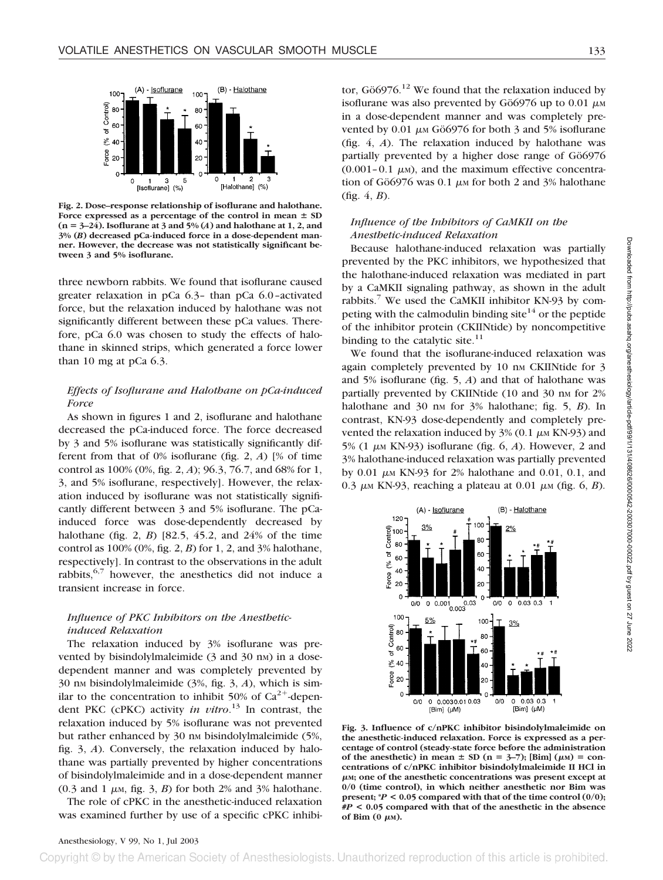Fig. 2. Dose–response relationship of isoflurane and halothane. Force expressed as a percentage of the control in mean ± SD (n = 3–24). Isoflurane at 3 and 5% (*A*) and halothane at 1, 2, and 3% (*B*) decreased pCa-induced force in a dose-dependent manner. However, the decrease was not statistically significant between 3 and 5% isoflurane.

three newborn rabbits. We found that isoflurane caused greater relaxation in pCa 6.3– than pCa 6.0–activated force, but the relaxation induced by halothane was not significantly different between these pCa values. Therefore, pCa 6.0 was chosen to study the effects of halothane in skinned strips, which generated a force lower than 10 mg at pCa 6.3.

### *Effects of Isoflurane and Halothane on pCa-induced Force*

As shown in figures 1 and 2, isoflurane and halothane decreased the pCa-induced force. The force decreased by 3 and 5% isoflurane was statistically significantly different from that of 0% isoflurane (fig. 2, *A*) [% of time control as 100% (0%, fig. 2, *A*); 96.3, 76.7, and 68% for 1, 3, and 5% isoflurane, respectively]. However, the relaxation induced by isoflurane was not statistically significantly different between 3 and 5% isoflurane. The pCa-induced force was dose-dependently decreased by halothane (fig. 2, *B*) [82.5, 45.2, and 24% of the time control as 100% (0%, fig. 2, *B*) for 1, 2, and 3% halothane, respectively]. In contrast to the observations in the adult rabbits,[6,7] however, the anesthetics did not induce a transient increase in force.

### *Influence of PKC Inhibitors on the Anesthetic-induced Relaxation*

The relaxation induced by 3% isoflurane was prevented by bisindolylmaleimide (3 and 30 nM) in a dose-dependent manner and was completely prevented by 30 nM bisindolylmaleimide (3%, fig. 3, *A*), which is similar to the concentration to inhibit 50% of $Ca^{2+}$-dependent PKC (cPKC) activity *in vitro*.[13] In contrast, the relaxation induced by 5% isoflurane was not prevented but rather enhanced by 30 nM bisindolylmaleimide (5%, fig. 3, *A*). Conversely, the relaxation induced by halothane was partially prevented by higher concentrations of bisindolylmaleimide and in a dose-dependent manner (0.3 and 1 μM, fig. 3, *B*) for both 2% and 3% halothane.

The role of cPKC in the anesthetic-induced relaxation was examined further by use of a specific cPKC inhibitor, Gö6976.[12] We found that the relaxation induced by isoflurane was also prevented by Gö6976 up to 0.01 μM in a dose-dependent manner and was completely prevented by 0.01 μM Gö6976 for both 3 and 5% isoflurane (fig. 4, *A*). The relaxation induced by halothane was partially prevented by a higher dose range of Gö6976 (0.001–0.1 μM), and the maximum effective concentration of Gö6976 was 0.1 μM for both 2 and 3% halothane (fig. 4, *B*).

### *Influence of the Inhibitors of CaMKII on the Anesthetic-induced Relaxation*

Because halothane-induced relaxation was partially prevented by the PKC inhibitors, we hypothesized that the halothane-induced relaxation was mediated in part by a CaMKII signaling pathway, as shown in the adult rabbits.[7] We used the CaMKII inhibitor KN-93 by competing with the calmodulin binding site[14] or the peptide of the inhibitor protein (CKIINtide) by noncompetitive binding to the catalytic site.[11]

We found that the isoflurane-induced relaxation was again completely prevented by 10 nM CKIINtide for 3 and 5% isoflurane (fig. 5, *A*) and that of halothane was partially prevented by CKIINtide (10 and 30 nM for 2% halothane and 30 nM for 3% halothane; fig. 5, *B*). In contrast, KN-93 dose-dependently and completely prevented the relaxation induced by 3% (0.1 μM KN-93) and 5% (1 μM KN-93) isoflurane (fig. 6, *A*). However, 2 and 3% halothane-induced relaxation was partially prevented by 0.01 μM KN-93 for 2% halothane and 0.01, 0.1, and 0.3 μM KN-93, reaching a plateau at 0.01 μM (fig. 6, *B*).

Fig. 3. Influence of c/nPKC inhibitor bisindolylmaleimide on the anesthetic-induced relaxation. Force is expressed as a percentage of control (steady-state force before the administration of the anesthetic) in mean ± SD (n = 3–7); [Bim] (μM) = concentrations of c/nPKC inhibitor bisindolylmaleimide II HCl in μM; one of the anesthetic concentrations was present except at 0/0 (time control), in which neither anesthetic nor Bim was present; *P < 0.05 compared with that of the time control (0/0); #P < 0.05 compared with that of the anesthetic in the absence of Bim (0 μM).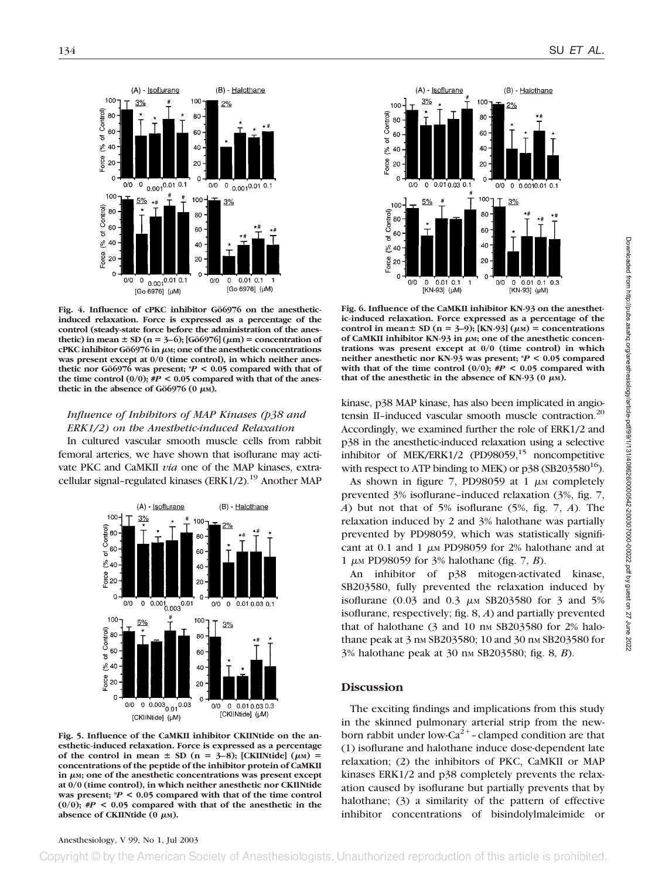Fig. 4. Influence of cPKC inhibitor Gö6976 on the anesthetic-induced relaxation. Force is expressed as a percentage of the control (steady-state force before the administration of the anesthetic) in mean ± SD (n = 3–6); [Gö6976] (μM) = concentration of cPKC inhibitor Gö6976 in μM; one of the anesthetic concentrations was present except at 0/0 (time control), in which neither anesthetic nor Gö6976 was present; *$P < 0.05$ compared with that of the time control (0/0); #$P < 0.05$ compared with that of the anesthetic in the absence of Gö6976 (0 μM).

### *Influence of Inhibitors of MAP Kinases (p38 and ERK1/2) on the Anesthetic-induced Relaxation*

In cultured vascular smooth muscle cells from rabbit femoral arteries, we have shown that isoflurane may activate PKC and CaMKII *via* one of the MAP kinases, extracellular signal–regulated kinases (ERK1/2).[19] Another MAP kinase, p38 MAP kinase, has also been implicated in angiotensin II–induced vascular smooth muscle contraction.[20] Accordingly, we examined further the role of ERK1/2 and p38 in the anesthetic-induced relaxation using a selective inhibitor of MEK/ERK1/2 (PD98059,[15] noncompetitive with respect to ATP binding to MEK) or p38 (SB203580[16]).

As shown in figure 7, PD98059 at 1 μM completely prevented 3% isoflurane–induced relaxation (3%, fig. 7, *A*) but not that of 5% isoflurane (5%, fig. 7, *A*). The relaxation induced by 2 and 3% halothane was partially prevented by PD98059, which was statistically significant at 0.1 and 1 μM PD98059 for 2% halothane and at 1 μM PD98059 for 3% halothane (fig. 7, *B*).

An inhibitor of p38 mitogen-activated kinase, SB203580, fully prevented the relaxation induced by isoflurane (0.03 and 0.3 μM SB203580 for 3 and 5% isoflurane, respectively; fig. 8, *A*) and partially prevented that of halothane (3 and 10 nM SB203580 for 2% halothane peak at 3 nM SB203580; 10 and 30 nM SB203580 for 3% halothane peak at 30 nM SB203580; fig. 8, *B*).

Fig. 5. Influence of the CaMKII inhibitor CKIINtide on the anesthetic-induced relaxation. Force is expressed as a percentage of the control in mean ± SD (n = 3–8); [CKIINtide] (μM) = concentrations of the peptide of the inhibitor protein of CaMKII in μM; one of the anesthetic concentrations was present except at 0/0 (time control), in which neither anesthetic nor CKIINtide was present; *$P < 0.05$ compared with that of the time control (0/0); #$P < 0.05$ compared with that of the anesthetic in the absence of CKIINtide (0 μM).

Fig. 6. Influence of the CaMKII inhibitor KN-93 on the anesthetic-induced relaxation. Force is expressed as a percentage of the control in mean± SD (n = 3–9); [KN-93] (μM) = concentrations of CaMKII inhibitor KN-93 in μM; one of the anesthetic concentrations was present except at 0/0 (time control) in which neither anesthetic nor KN-93 was present; *$P < 0.05$ compared with that of the time control (0/0); #$P < 0.05$ compared with that of the anesthetic in the absence of KN-93 (0 μM).

## Discussion

The exciting findings and implications from this study in the skinned pulmonary arterial strip from the newborn rabbit under low-$Ca^{2+}$–clamped condition are that (1) isoflurane and halothane induce dose-dependent late relaxation; (2) the inhibitors of PKC, CaMKII or MAP kinases ERK1/2 and p38 completely prevents the relaxation caused by isoflurane but partially prevents that by halothane; (3) a similarity of the pattern of effective inhibitor concentrations of bisindolylmaleimide or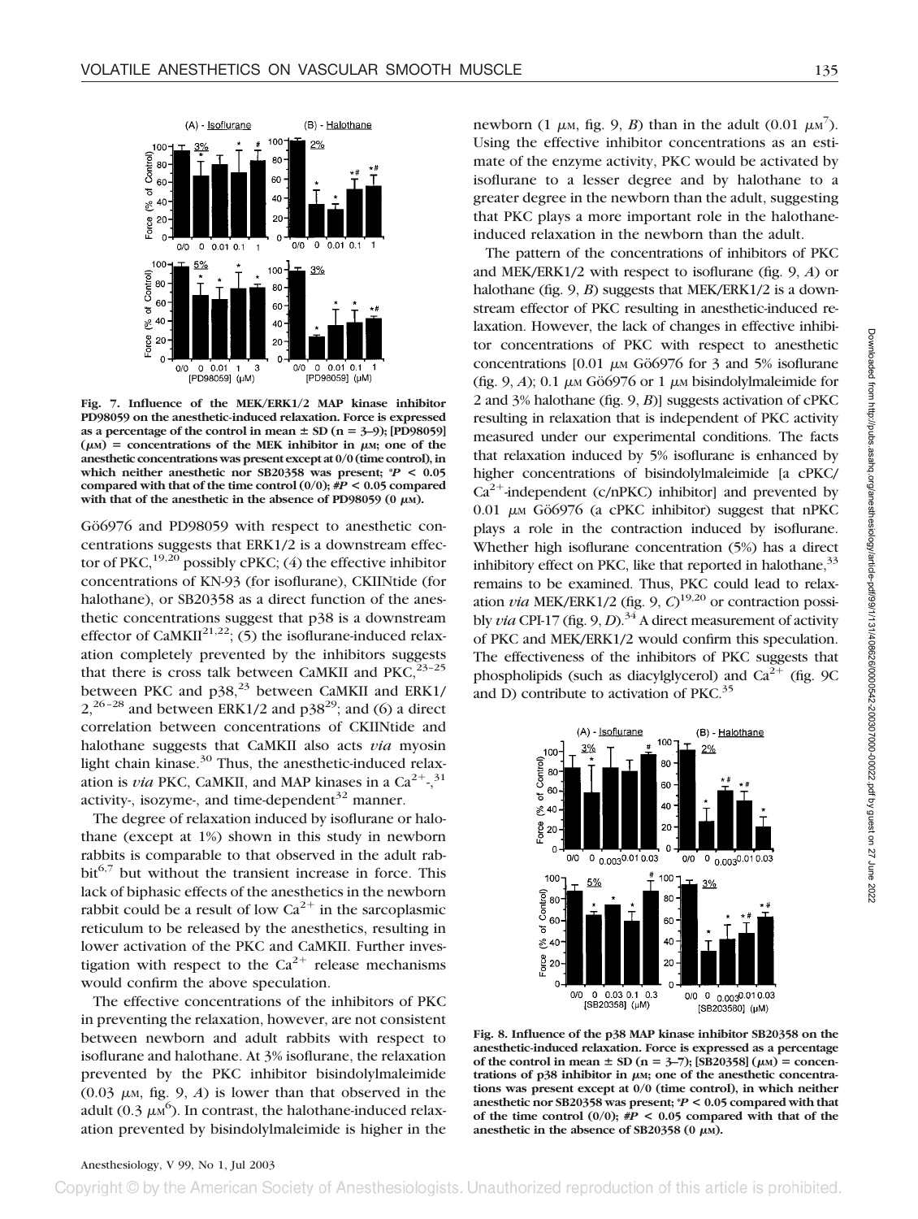Fig. 7. Influence of the MEK/ERK1/2 MAP kinase inhibitor PD98059 on the anesthetic-induced relaxation. Force is expressed as a percentage of the control in mean ± SD (n = 3–9); [PD98059] (μM) = concentrations of the MEK inhibitor in μM; one of the anesthetic concentrations was present except at 0/0 (time control), in which neither anesthetic nor SB20358 was present; *P < 0.05 compared with that of the time control (0/0); #P < 0.05 compared with that of the anesthetic in the absence of PD98059 (0 μM).

Gö6976 and PD98059 with respect to anesthetic concentrations suggests that ERK1/2 is a downstream effector of PKC,[19,20] possibly cPKC; (4) the effective inhibitor concentrations of KN-93 (for isoflurane), CKIINtide (for halothane), or SB20358 as a direct function of the anesthetic concentrations suggest that p38 is a downstream effector of CaMKII[21,22]; (5) the isoflurane-induced relaxation completely prevented by the inhibitors suggests that there is cross talk between CaMKII and PKC,[23–25] between PKC and p38,[23] between CaMKII and ERK1/2,[26–28] and between ERK1/2 and p38[29]; and (6) a direct correlation between concentrations of CKIINtide and halothane suggests that CaMKII also acts *via* myosin light chain kinase.[30] Thus, the anesthetic-induced relaxation is *via* PKC, CaMKII, and MAP kinases in a $Ca^{2+}$-,[31] activity-, isozyme-, and time-dependent[32] manner.

The degree of relaxation induced by isoflurane or halothane (except at 1%) shown in this study in newborn rabbits is comparable to that observed in the adult rabbit[6,7] but without the transient increase in force. This lack of biphasic effects of the anesthetics in the newborn rabbit could be a result of low $Ca^{2+}$ in the sarcoplasmic reticulum to be released by the anesthetics, resulting in lower activation of the PKC and CaMKII. Further investigation with respect to the $Ca^{2+}$ release mechanisms would confirm the above speculation.

The effective concentrations of the inhibitors of PKC in preventing the relaxation, however, are not consistent between newborn and adult rabbits with respect to isoflurane and halothane. At 3% isoflurane, the relaxation prevented by the PKC inhibitor bisindolylmaleimide (0.03 μM, fig. 9, *A*) is lower than that observed in the adult (0.3 μM[6]). In contrast, the halothane-induced relaxation prevented by bisindolylmaleimide is higher in the newborn (1 μM, fig. 9, *B*) than in the adult (0.01 μM[7]). Using the effective inhibitor concentrations as an estimate of the enzyme activity, PKC would be activated by isoflurane to a lesser degree and by halothane to a greater degree in the newborn than the adult, suggesting that PKC plays a more important role in the halothane-induced relaxation in the newborn than the adult.

The pattern of the concentrations of inhibitors of PKC and MEK/ERK1/2 with respect to isoflurane (fig. 9, *A*) or halothane (fig. 9, *B*) suggests that MEK/ERK1/2 is a downstream effector of PKC resulting in anesthetic-induced relaxation. However, the lack of changes in effective inhibitor concentrations of PKC with respect to anesthetic concentrations [0.01 μM Gö6976 for 3 and 5% isoflurane (fig. 9, *A*); 0.1 μM Gö6976 or 1 μM bisindolylmaleimide for 2 and 3% halothane (fig. 9, *B*)] suggests activation of cPKC resulting in relaxation that is independent of PKC activity measured under our experimental conditions. The facts that relaxation induced by 5% isoflurane is enhanced by higher concentrations of bisindolylmaleimide [a cPKC/$Ca^{2+}$-independent (c/nPKC) inhibitor] and prevented by 0.01 μM Gö6976 (a cPKC inhibitor) suggest that nPKC plays a role in the contraction induced by isoflurane. Whether high isoflurane concentration (5%) has a direct inhibitory effect on PKC, like that reported in halothane,[33] remains to be examined. Thus, PKC could lead to relaxation *via* MEK/ERK1/2 (fig. 9, *C*)[19,20] or contraction possibly *via* CPI-17 (fig. 9, *D*).[34] A direct measurement of activity of PKC and MEK/ERK1/2 would confirm this speculation. The effectiveness of the inhibitors of PKC suggests that phospholipids (such as diacylglycerol) and $Ca^{2+}$ (fig. 9C and D) contribute to activation of PKC.[35]

Fig. 8. Influence of the p38 MAP kinase inhibitor SB20358 on the anesthetic-induced relaxation. Force is expressed as a percentage of the control in mean ± SD (n = 3–7); [SB20358] (μM) = concentrations of p38 inhibitor in μM; one of the anesthetic concentrations was present except at 0/0 (time control), in which neither anesthetic nor SB20358 was present; *P < 0.05 compared with that of the time control (0/0); #P < 0.05 compared with that of the anesthetic in the absence of SB20358 (0 μM).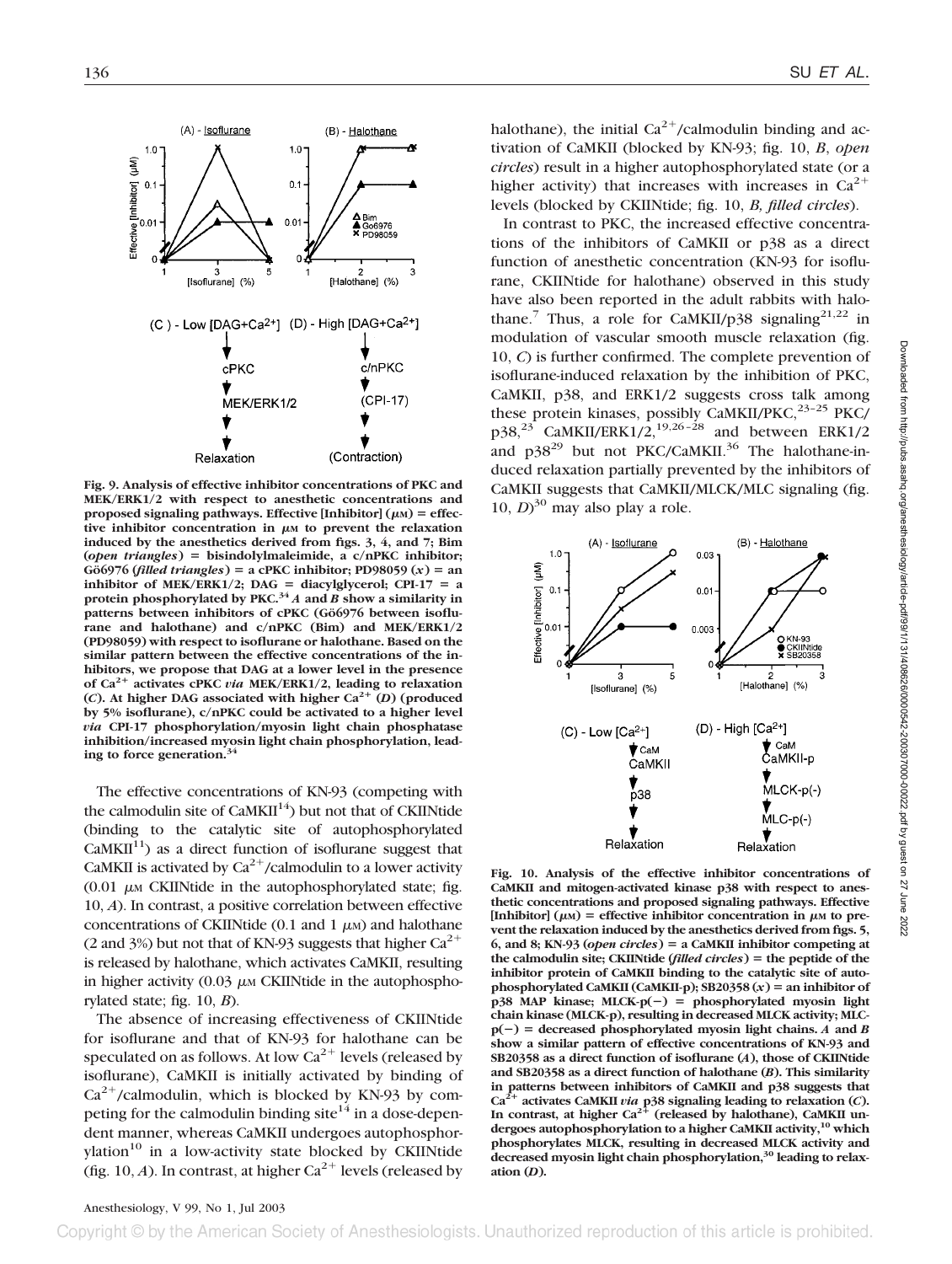**Fig. 9. Analysis of effective inhibitor concentrations of PKC and MEK/ERK1/2 with respect to anesthetic concentrations and proposed signaling pathways. Effective [Inhibitor] (μM) = effective inhibitor concentration in μM to prevent the relaxation induced by the anesthetics derived from figs. 3, 4, and 7; Bim (*open triangles*) = bisindolylmaleimide, a c/nPKC inhibitor; Gö6976 (*filled triangles*) = a cPKC inhibitor; PD98059 (*x*) = an inhibitor of MEK/ERK1/2; DAG = diacylglycerol; CPI-17 = a protein phosphorylated by PKC.[34] *A* and *B* show a similarity in patterns between inhibitors of cPKC (Gö6976 between isoflurane and halothane) and c/nPKC (Bim) and MEK/ERK1/2 (PD98059) with respect to isoflurane or halothane. Based on the similar pattern between the effective concentrations of the inhibitors, we propose that DAG at a lower level in the presence of $Ca^{2+}$ activates cPKC *via* MEK/ERK1/2, leading to relaxation (*C*). At higher DAG associated with higher $Ca^{2+}$ (*D*) (produced by 5% isoflurane), c/nPKC could be activated to a higher level *via* CPI-17 phosphorylation/myosin light chain phosphatase inhibition/increased myosin light chain phosphorylation, leading to force generation.[34]**

The effective concentrations of KN-93 (competing with the calmodulin site of CaMKII[14]) but not that of CKIINtide (binding to the catalytic site of autophosphorylated CaMKII[11]) as a direct function of isoflurane suggest that CaMKII is activated by $Ca^{2+}$/calmodulin to a lower activity (0.01 μM CKIINtide in the autophosphorylated state; fig. 10, *A*). In contrast, a positive correlation between effective concentrations of CKIINtide (0.1 and 1 μM) and halothane (2 and 3%) but not that of KN-93 suggests that higher $Ca^{2+}$ is released by halothane, which activates CaMKII, resulting in higher activity (0.03 μM CKIINtide in the autophosphorylated state; fig. 10, *B*).

The absence of increasing effectiveness of CKIINtide for isoflurane and that of KN-93 for halothane can be speculated on as follows. At low $Ca^{2+}$ levels (released by isoflurane), CaMKII is initially activated by binding of $Ca^{2+}$/calmodulin, which is blocked by KN-93 by competing for the calmodulin binding site[14] in a dose-dependent manner, whereas CaMKII undergoes autophosphorylation[10] in a low-activity state blocked by CKIINtide (fig. 10, *A*). In contrast, at higher $Ca^{2+}$ levels (released by halothane), the initial $Ca^{2+}$/calmodulin binding and activation of CaMKII (blocked by KN-93; fig. 10, *B*, *open circles*) result in a higher autophosphorylated state (or a higher activity) that increases with increases in $Ca^{2+}$ levels (blocked by CKIINtide; fig. 10, *B*, *filled circles*).

In contrast to PKC, the increased effective concentrations of the inhibitors of CaMKII or p38 as a direct function of anesthetic concentration (KN-93 for isoflurane, CKIINtide for halothane) observed in this study have also been reported in the adult rabbits with halothane.[7] Thus, a role for CaMKII/p38 signaling[21,22] in modulation of vascular smooth muscle relaxation (fig. 10, *C*) is further confirmed. The complete prevention of isoflurane-induced relaxation by the inhibition of PKC, CaMKII, p38, and ERK1/2 suggests cross talk among these protein kinases, possibly CaMKII/PKC,[23–25] PKC/p38,[23] CaMKII/ERK1/2,[19,26–28] and between ERK1/2 and p38[29] but not PKC/CaMKII.[36] The halothane-induced relaxation partially prevented by the inhibitors of CaMKII suggests that CaMKII/MLCK/MLC signaling (fig. 10, *D*)[30] may also play a role.

**Fig. 10. Analysis of the effective inhibitor concentrations of CaMKII and mitogen-activated kinase p38 with respect to anesthetic concentrations and proposed signaling pathways. Effective [Inhibitor] (μM) = effective inhibitor concentration in μM to prevent the relaxation induced by the anesthetics derived from figs. 5, 6, and 8; KN-93 (*open circles*) = a CaMKII inhibitor competing at the calmodulin site; CKIINtide (*filled circles*) = the peptide of the inhibitor protein of CaMKII binding to the catalytic site of autophosphorylated CaMKII (CaMKII-p); SB20358 (*x*) = an inhibitor of p38 MAP kinase; MLCK-p(−) = phosphorylated myosin light chain kinase (MLCK-p), resulting in decreased MLCK activity; MLC-p(−) = decreased phosphorylated myosin light chains. *A* and *B* show a similar pattern of effective concentrations of KN-93 and SB20358 as a direct function of isoflurane (*A*), those of CKIINtide and SB20358 as a direct function of halothane (*B*). This similarity in patterns between inhibitors of CaMKII and p38 suggests that $Ca^{2+}$ activates CaMKII *via* p38 signaling leading to relaxation (*C*). In contrast, at higher $Ca^{2+}$ (released by halothane), CaMKII undergoes autophosphorylation to a higher CaMKII activity,[10] which phosphorylates MLCK, resulting in decreased MLCK activity and decreased myosin light chain phosphorylation,[30] leading to relaxation (*D*).**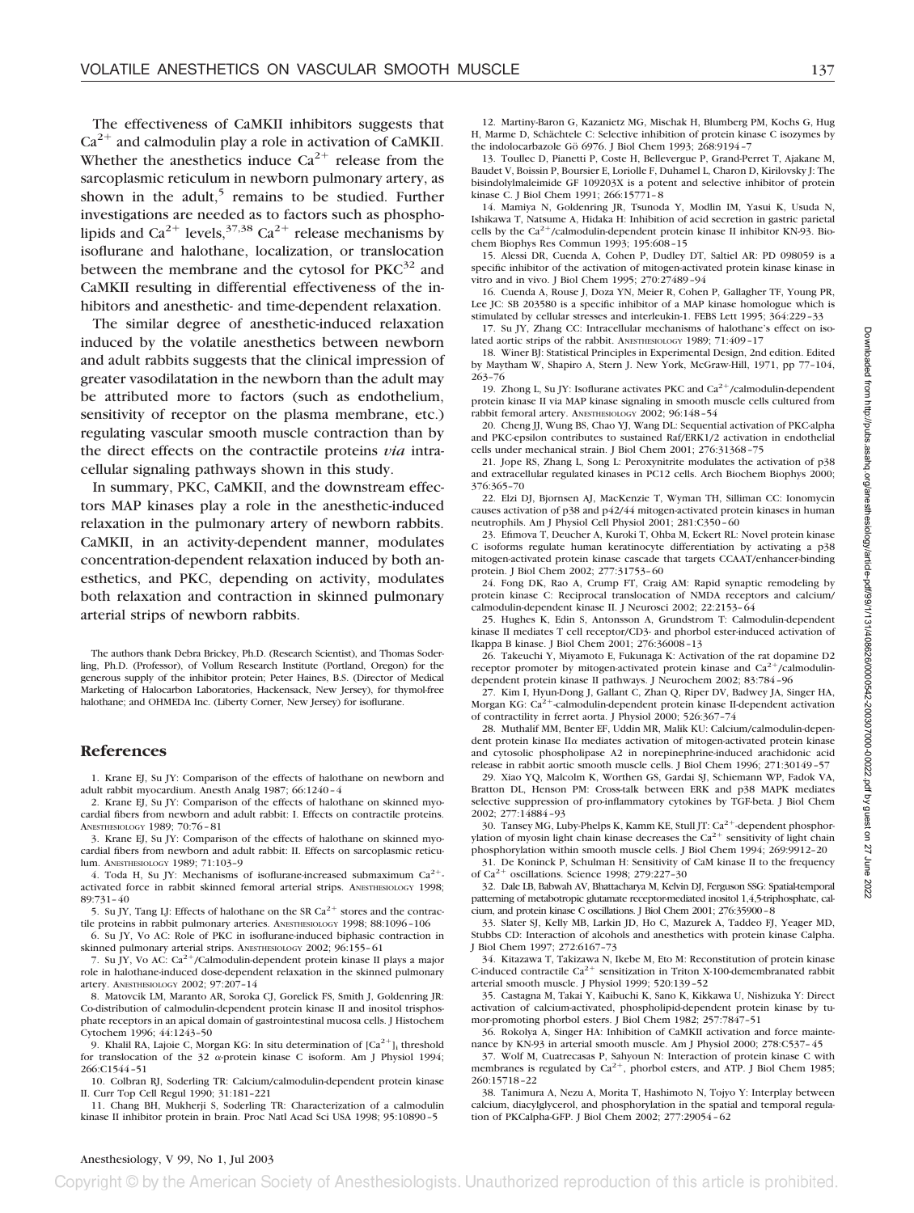The effectiveness of CaMKII inhibitors suggests that $Ca^{2+}$ and calmodulin play a role in activation of CaMKII. Whether the anesthetics induce $Ca^{2+}$ release from the sarcoplasmic reticulum in newborn pulmonary artery, as shown in the adult,[5] remains to be studied. Further investigations are needed as to factors such as phospholipids and $Ca^{2+}$ levels,[37,38] $Ca^{2+}$ release mechanisms by isoflurane and halothane, localization, or translocation between the membrane and the cytosol for PKC[32] and CaMKII resulting in differential effectiveness of the inhibitors and anesthetic- and time-dependent relaxation.

The similar degree of anesthetic-induced relaxation induced by the volatile anesthetics between newborn and adult rabbits suggests that the clinical impression of greater vasodilatation in the newborn than the adult may be attributed more to factors (such as endothelium, sensitivity of receptor on the plasma membrane, etc.) regulating vascular smooth muscle contraction than by the direct effects on the contractile proteins *via* intracellular signaling pathways shown in this study.

In summary, PKC, CaMKII, and the downstream effectors MAP kinases play a role in the anesthetic-induced relaxation in the pulmonary artery of newborn rabbits. CaMKII, in an activity-dependent manner, modulates concentration-dependent relaxation induced by both anesthetics, and PKC, depending on activity, modulates both relaxation and contraction in skinned pulmonary arterial strips of newborn rabbits.

The authors thank Debra Brickey, Ph.D. (Research Scientist), and Thomas Soderling, Ph.D. (Professor), of Vollum Research Institute (Portland, Oregon) for the generous supply of the inhibitor protein; Peter Haines, B.S. (Director of Medical Marketing of Halocarbon Laboratories, Hackensack, New Jersey), for thymol-free halothane; and OHMEDA Inc. (Liberty Corner, New Jersey) for isoflurane.

## References

1. Krane EJ, Su JY: Comparison of the effects of halothane on newborn and adult rabbit myocardium. Anesth Analg 1987; 66:1240–4
2. Krane EJ, Su JY: Comparison of the effects of halothane on skinned myocardial fibers from newborn and adult rabbit: I. Effects on contractile proteins. ANESTHESIOLOGY 1989; 70:76–81
3. Krane EJ, Su JY: Comparison of the effects of halothane on skinned myocardial fibers from newborn and adult rabbit: II. Effects on sarcoplasmic reticulum. ANESTHESIOLOGY 1989; 71:103–9
4. Toda H, Su JY: Mechanisms of isoflurane-increased submaximum $Ca^{2+}$-activated force in rabbit skinned femoral arterial strips. ANESTHESIOLOGY 1998; 89:731–40
5. Su JY, Tang LJ: Effects of halothane on the SR $Ca^{2+}$ stores and the contractile proteins in rabbit pulmonary arteries. ANESTHESIOLOGY 1998; 88:1096–106
6. Su JY, Vo AC: Role of PKC in isoflurane-induced biphasic contraction in skinned pulmonary arterial strips. ANESTHESIOLOGY 2002; 96:155–61
7. Su JY, Vo AC: $Ca^{2+}$/calmodulin-dependent protein kinase II plays a major role in halothane-induced dose-dependent relaxation in the skinned pulmonary artery. ANESTHESIOLOGY 2002; 97:207–14
8. Matovcik LM, Maranto AR, Soroka CJ, Gorelick FS, Smith J, Goldenring JR: Co-distribution of calmodulin-dependent protein kinase II and inositol trisphosphate receptors in an apical domain of gastrointestinal mucosa cells. J Histochem Cytochem 1996; 44:1243–50
9. Khalil RA, Lajoie C, Morgan KG: In situ determination of $[Ca^{2+}]_i$ threshold for translocation of the 32 α-protein kinase C isoform. Am J Physiol 1994; 266:C1544–51
10. Colbran RJ, Soderling TR: Calcium/calmodulin-dependent protein kinase II. Curr Top Cell Regul 1990; 31:181–221
11. Chang BH, Mukherji S, Soderling TR: Characterization of a calmodulin kinase II inhibitor protein in brain. Proc Natl Acad Sci USA 1998; 95:10890–5
12. Martiny-Baron G, Kazanietz MG, Mischak H, Blumberg PM, Kochs G, Hug H, Marme D, Schächtele C: Selective inhibition of protein kinase C isozymes by the indolocarbazole Gö 6976. J Biol Chem 1993; 268:9194–7
13. Toullec D, Pianetti P, Coste H, Bellevergue P, Grand-Perret T, Ajakane M, Baudet V, Boissin P, Boursier E, Loriolle F, Duhamel L, Charon D, Kirilovsky J: The bisindolylmaleimide GF 109203X is a potent and selective inhibitor of protein kinase C. J Biol Chem 1991; 266:15771–8
14. Mamiya N, Goldenring JR, Tsunoda Y, Modlin IM, Yasui K, Usuda N, Ishikawa T, Natsume A, Hidaka H: Inhibition of acid secretion in gastric parietal cells by the $Ca^{2+}$/calmodulin-dependent protein kinase II inhibitor KN-93. Biochem Biophys Res Commun 1993; 195:608–15
15. Alessi DR, Cuenda A, Cohen P, Dudley DT, Saltiel AR: PD 098059 is a specific inhibitor of the activation of mitogen-activated protein kinase kinase in vitro and in vivo. J Biol Chem 1995; 270:27489–94
16. Cuenda A, Rouse J, Doza YN, Meier R, Cohen P, Gallagher TF, Young PR, Lee JC: SB 203580 is a specific inhibitor of a MAP kinase homologue which is stimulated by cellular stresses and interleukin-1. FEBS Lett 1995; 364:229–33
17. Su JY, Zhang CC: Intracellular mechanisms of halothane's effect on isolated aortic strips of the rabbit. ANESTHESIOLOGY 1989; 71:409–17
18. Winer BJ: Statistical Principles in Experimental Design, 2nd edition. Edited by Maytham W, Shapiro A, Stern J. New York, McGraw-Hill, 1971, pp 77–104, 263–76
19. Zhong L, Su JY: Isoflurane activates PKC and $Ca^{2+}$/calmodulin-dependent protein kinase II via MAP kinase signaling in smooth muscle cells cultured from rabbit femoral artery. ANESTHESIOLOGY 2002; 96:148–54
20. Cheng JJ, Wung BS, Chao YJ, Wang DL: Sequential activation of PKC-alpha and PKC-epsilon contributes to sustained Raf/ERK1/2 activation in endothelial cells under mechanical strain. J Biol Chem 2001; 276:31368–75
21. Jope RS, Zhang L, Song L: Peroxynitrite modulates the activation of p38 and extracellular regulated kinases in PC12 cells. Arch Biochem Biophys 2000; 376:365–70
22. Elzi DJ, Bjornsen AJ, MacKenzie T, Wyman TH, Silliman CC: Ionomycin causes activation of p38 and p42/44 mitogen-activated protein kinases in human neutrophils. Am J Physiol Cell Physiol 2001; 281:C350–60
23. Efimova T, Deucher A, Kuroki T, Ohba M, Eckert RL: Novel protein kinase C isoforms regulate human keratinocyte differentiation by activating a p38 mitogen-activated protein kinase cascade that targets CCAAT/enhancer-binding protein. J Biol Chem 2002; 277:31753–60
24. Fong DK, Rao A, Crump FT, Craig AM: Rapid synaptic remodeling by protein kinase C: Reciprocal translocation of NMDA receptors and calcium/calmodulin-dependent kinase II. J Neurosci 2002; 22:2153–64
25. Hughes K, Edin S, Antonsson A, Grundstrom T: Calmodulin-dependent kinase II mediates T cell receptor/CD3- and phorbol ester-induced activation of Ikappa B kinase. J Biol Chem 2001; 276:36008–13
26. Takeuchi Y, Miyamoto E, Fukunaga K: Activation of the rat dopamine D2 receptor promoter by mitogen-activated protein kinase and $Ca^{2+}$/calmodulin-dependent protein kinase II pathways. J Neurochem 2002; 83:784–96
27. Kim I, Hyun-Dong J, Gallant C, Zhan Q, Riper DV, Badwey JA, Singer HA, Morgan KG: $Ca^{2+}$-calmodulin-dependent protein kinase II-dependent activation of contractility in ferret aorta. J Physiol 2000; 526:367–74
28. Muthalif MM, Benter EF, Uddin MR, Malik KU: Calcium/calmodulin-dependent protein kinase IIα mediates activation of mitogen-activated protein kinase and cytosolic phospholipase A2 in norepinephrine-induced arachidonic acid release in rabbit aortic smooth muscle cells. J Biol Chem 1996; 271:30149–57
29. Xiao YQ, Malcolm K, Worthen GS, Gardai SJ, Schiemann WP, Fadok VA, Bratton DL, Henson PM: Cross-talk between ERK and p38 MAPK mediates selective suppression of pro-inflammatory cytokines by TGF-beta. J Biol Chem 2002; 277:14884–93
30. Tansey MG, Luby-Phelps K, Kamm KE, Stull JT: $Ca^{2+}$-dependent phosphorylation of myosin light chain kinase decreases the $Ca^{2+}$ sensitivity of light chain phosphorylation within smooth muscle cells. J Biol Chem 1994; 269:9912–20
31. De Koninck P, Schulman H: Sensitivity of CaM kinase II to the frequency of $Ca^{2+}$ oscillations. Science 1998; 279:227–30
32. Dale LB, Babwah AV, Bhattacharya M, Kelvin DJ, Ferguson SSG: Spatial-temporal patterning of metabotropic glutamate receptor-mediated inositol 1,4,5-triphosphate, calcium, and protein kinase C oscillations. J Biol Chem 2001; 276:35900–8
33. Slater SJ, Kelly MB, Larkin JD, Ho C, Mazurek A, Taddeo FJ, Yeager MD, Stubbs CD: Interaction of alcohols and anesthetics with protein kinase Calpha. J Biol Chem 1997; 272:6167–73
34. Kitazawa T, Takizawa N, Ikebe M, Eto M: Reconstitution of protein kinase C-induced contractile $Ca^{2+}$ sensitization in Triton X-100-demembranated rabbit arterial smooth muscle. J Physiol 1999; 520:139–52
35. Castagna M, Takai Y, Kaibuchi K, Sano K, Kikkawa U, Nishizuka Y: Direct activation of calcium-activated, phospholipid-dependent protein kinase by tumor-promoting phorbol esters. J Biol Chem 1982; 257:7847–51
36. Rokolya A, Singer HA: Inhibition of CaMKII activation and force maintenance by KN-93 in arterial smooth muscle. Am J Physiol 2000; 278:C537–45
37. Wolf M, Cuatrecasas P, Sahyoun N: Interaction of protein kinase C with membranes is regulated by $Ca^{2+}$, phorbol esters, and ATP. J Biol Chem 1985; 260:15718–22
38. Tanimura A, Nezu A, Morita T, Hashimoto N, Tojyo Y: Interplay between calcium, diacylglycerol, and phosphorylation in the spatial and temporal regulation of PKCalpha-GFP. J Biol Chem 2002; 277:29054–62